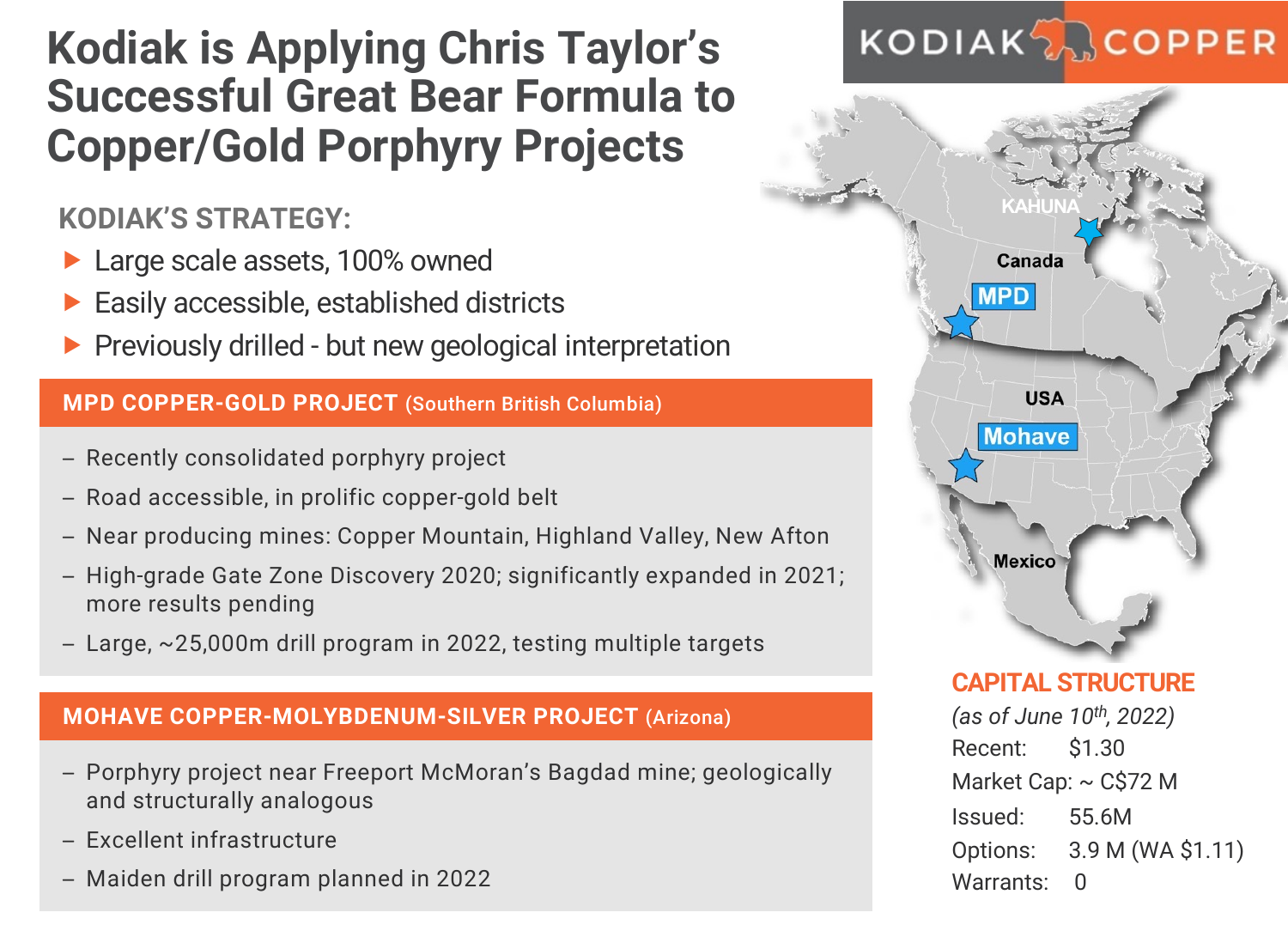# Kodiak is Applying Chris Taylor's Successful Great Bear Formula to Copper/Gold Porphyry Projects

KODIAK COPPER

## KODIAK'S STRATEGY:

- Large scale assets, 100% owned
- Easily accessible, established districts
- Previously drilled - but new geological interpretation

## MPD COPPER-GOLD PROJECT (Southern British Columbia)

- Recently consolidated porphyry project
- Road accessible, in prolific copper-gold belt
- Near producing mines: Copper Mountain, Highland Valley, New Afton
- High-grade Gate Zone Discovery 2020; significantly expanded in 2021; more results pending
- Large, ~25,000m drill program in 2022, testing multiple targets

## MOHAVE COPPER-MOLYBDENUM-SILVER PROJECT (Arizona)

- Porphyry project near Freeport McMoran's Bagdad mine; geologically and structurally analogous
- Excellent infrastructure
- Maiden drill program planned in 2022

KAHUNA

Canada

MPD

USA

Mohave

Mexico

## CAPITAL STRUCTURE

*(as of June 10th, 2022)*

Recent: $1.30

Market Cap: ~ C$72 M

Issued: 55.6M

Options: 3.9 M (WA $1.11)

Warrants: 0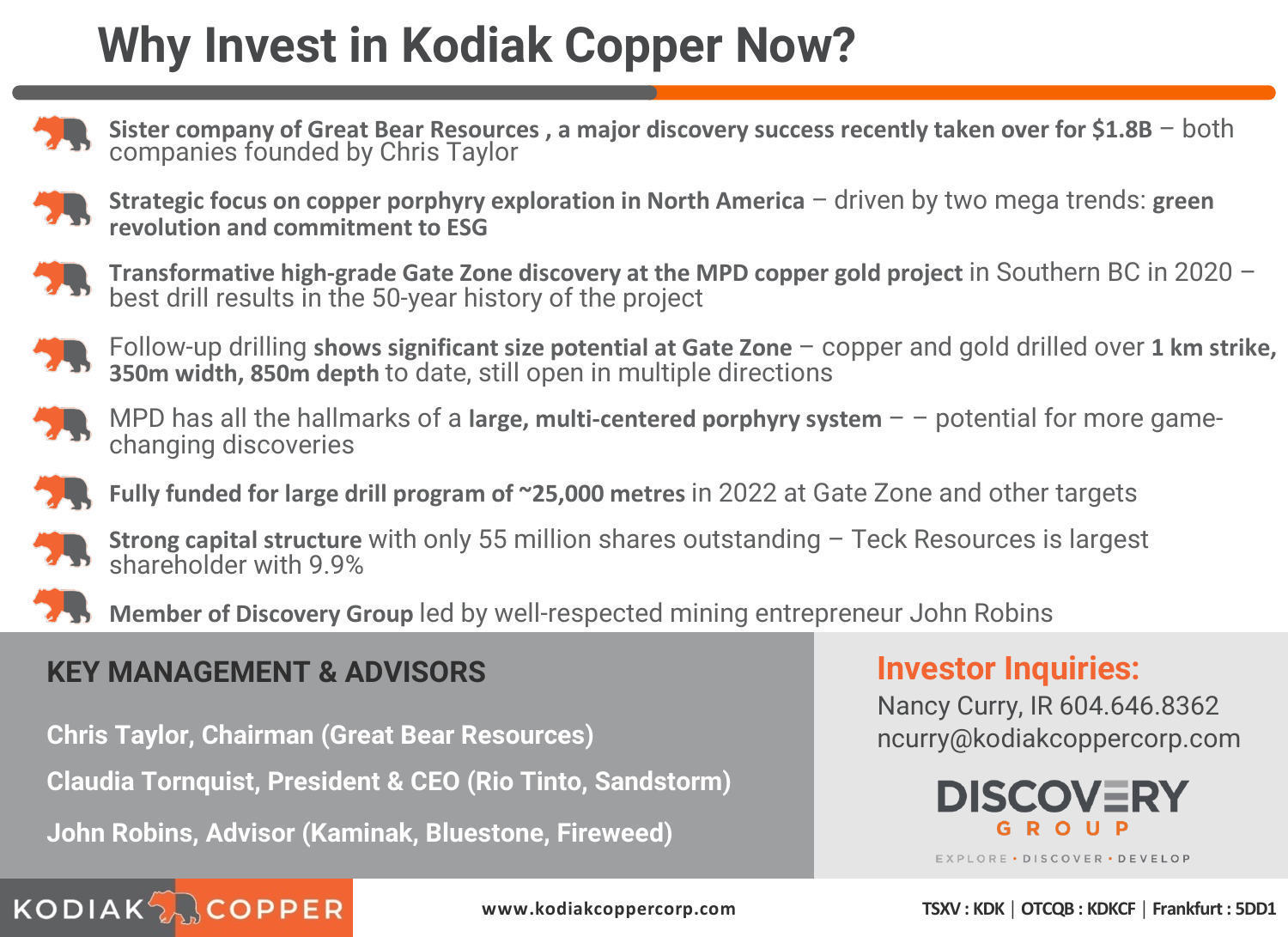# Why Invest in Kodiak Copper Now?

- **Sister company of Great Bear Resources , a major discovery success recently taken over for $1.8B** – both companies founded by Chris Taylor
- **Strategic focus on copper porphyry exploration in North America** – driven by two mega trends: **green revolution and commitment to ESG**
- **Transformative high-grade Gate Zone discovery at the MPD copper gold project** in Southern BC in 2020 – best drill results in the 50-year history of the project
- Follow-up drilling **shows significant size potential at Gate Zone** – copper and gold drilled over **1 km strike, 350m width, 850m depth** to date, still open in multiple directions
- MPD has all the hallmarks of a **large, multi-centered porphyry system** – – potential for more game-changing discoveries
- **Fully funded for large drill program of ~25,000 metres** in 2022 at Gate Zone and other targets
- **Strong capital structure** with only 55 million shares outstanding – Teck Resources is largest shareholder with 9.9%
- **Member of Discovery Group** led by well-respected mining entrepreneur John Robins

## KEY MANAGEMENT & ADVISORS

**Chris Taylor, Chairman (Great Bear Resources)**

**Claudia Tornquist, President & CEO (Rio Tinto, Sandstorm)**

**John Robins, Advisor (Kaminak, Bluestone, Fireweed)**

## Investor Inquiries:

Nancy Curry, IR 604.646.8362
ncurry@kodiakcoppercorp.com

DISCOVERY GROUP
EXPLORE • DISCOVER • DEVELOP

KODIAK COPPER

www.kodiakcoppercorp.com

TSXV : KDK | OTCQB : KDKCF | Frankfurt : 5DD1